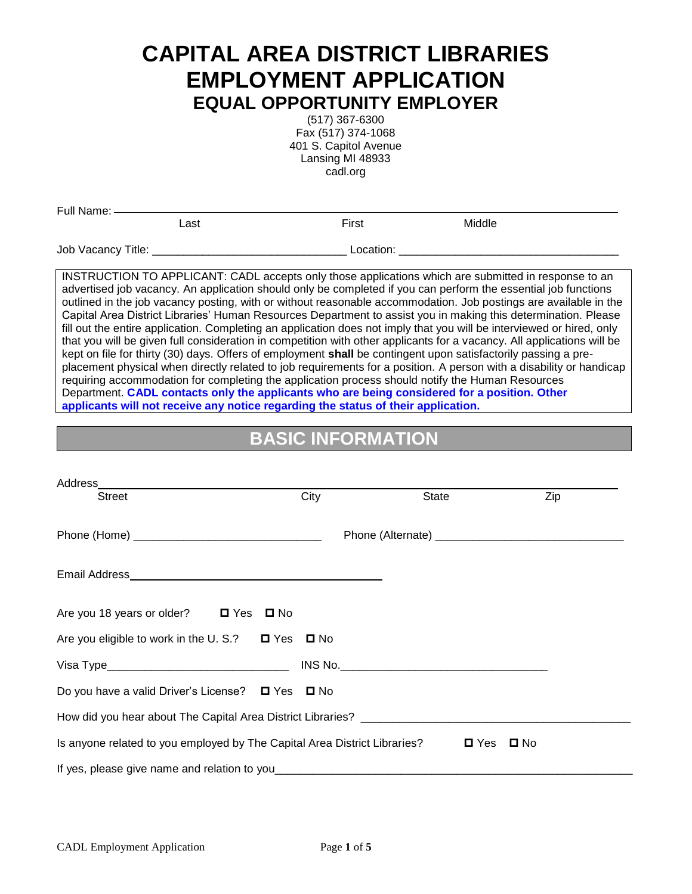# CAPITAL AREA DISTRICT LIBRARIES
# EMPLOYMENT APPLICATION
## EQUAL OPPORTUNITY EMPLOYER

(517) 367-6300
Fax (517) 374-1068
401 S. Capitol Avenue
Lansing MI 48933
cadl.org

Full Name: ______________________________________________________________
Last                                        First                                Middle

Job Vacancy Title: ________________________________ Location: ___________________________________

INSTRUCTION TO APPLICANT: CADL accepts only those applications which are submitted in response to an advertised job vacancy. An application should only be completed if you can perform the essential job functions outlined in the job vacancy posting, with or without reasonable accommodation. Job postings are available in the Capital Area District Libraries' Human Resources Department to assist you in making this determination. Please fill out the entire application. Completing an application does not imply that you will be interviewed or hired, only that you will be given full consideration in competition with other applicants for a vacancy. All applications will be kept on file for thirty (30) days. Offers of employment **shall** be contingent upon satisfactorily passing a pre-placement physical when directly related to job requirements for a position. A person with a disability or handicap requiring accommodation for completing the application process should notify the Human Resources Department. **CADL contacts only the applicants who are being considered for a position. Other applicants will not receive any notice regarding the status of their application.**

## BASIC INFORMATION

Address______________________________________________________________
Street                                        City                        State                        Zip

Phone (Home) ______________________________ Phone (Alternate) ______________________________

Email Address__________________________________________

Are you 18 years or older? ☐ Yes ☐ No

Are you eligible to work in the U. S.? ☐ Yes ☐ No

Visa Type______________________________ INS No.__________________________________

Do you have a valid Driver's License? ☐ Yes ☐ No

How did you hear about The Capital Area District Libraries? ____________________________________________

Is anyone related to you employed by The Capital Area District Libraries? ☐ Yes ☐ No

If yes, please give name and relation to you__________________________________________________________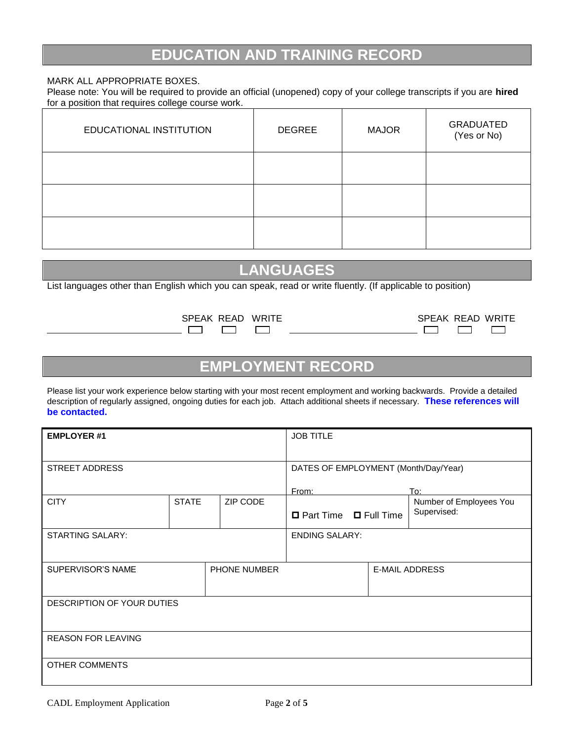# EDUCATION AND TRAINING RECORD

MARK ALL APPROPRIATE BOXES.
Please note: You will be required to provide an official (unopened) copy of your college transcripts if you are **hired** for a position that requires college course work.

| EDUCATIONAL INSTITUTION | DEGREE | MAJOR | GRADUATED (Yes or No) |
|---|---|---|---|
| | | | |
| | | | |
| | | | |

# LANGUAGES

List languages other than English which you can speak, read or write fluently. (If applicable to position)

| Language | SPEAK | READ | WRITE | Language | SPEAK | READ | WRITE |
|---|---|---|---|---|---|---|---|
| ______________ | ☐ | ☐ | ☐ | ______________ | ☐ | ☐ | ☐ |

# EMPLOYMENT RECORD

Please list your work experience below starting with your most recent employment and working backwards. Provide a detailed description of regularly assigned, ongoing duties for each job. Attach additional sheets if necessary. **These references will be contacted.**

| **EMPLOYER #1** | | | JOB TITLE | |
|---|---|---|---|---|
| STREET ADDRESS | | | DATES OF EMPLOYMENT (Month/Day/Year) From: | To: |
| CITY | STATE | ZIP CODE | ☐ Part Time ☐ Full Time | Number of Employees You Supervised: |
| STARTING SALARY: | | | ENDING SALARY: | |
| SUPERVISOR'S NAME | PHONE NUMBER | | E-MAIL ADDRESS | |
| DESCRIPTION OF YOUR DUTIES | | | | |
| REASON FOR LEAVING | | | | |
| OTHER COMMENTS | | | | |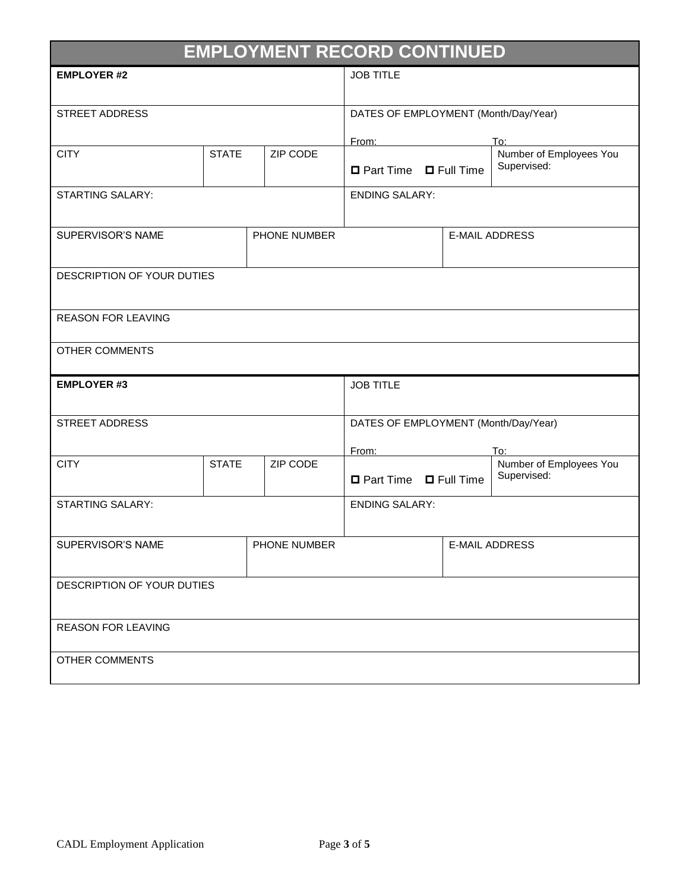# EMPLOYMENT RECORD CONTINUED

| | | | | |
|---|---|---|---|---|
| **EMPLOYER #2** | | | JOB TITLE | |
| STREET ADDRESS | | | DATES OF EMPLOYMENT (Month/Day/Year)<br>From: | To: |
| CITY | STATE | ZIP CODE | ☐ Part Time ☐ Full Time | Number of Employees You Supervised: |
| STARTING SALARY: | | | ENDING SALARY: | |
| SUPERVISOR'S NAME | PHONE NUMBER | | | E-MAIL ADDRESS |
| DESCRIPTION OF YOUR DUTIES | | | | |
| REASON FOR LEAVING | | | | |
| OTHER COMMENTS | | | | |

| | | | | |
|---|---|---|---|---|
| **EMPLOYER #3** | | | JOB TITLE | |
| STREET ADDRESS | | | DATES OF EMPLOYMENT (Month/Day/Year)<br>From: | To: |
| CITY | STATE | ZIP CODE | ☐ Part Time ☐ Full Time | Number of Employees You Supervised: |
| STARTING SALARY: | | | ENDING SALARY: | |
| SUPERVISOR'S NAME | PHONE NUMBER | | | E-MAIL ADDRESS |
| DESCRIPTION OF YOUR DUTIES | | | | |
| REASON FOR LEAVING | | | | |
| OTHER COMMENTS | | | | |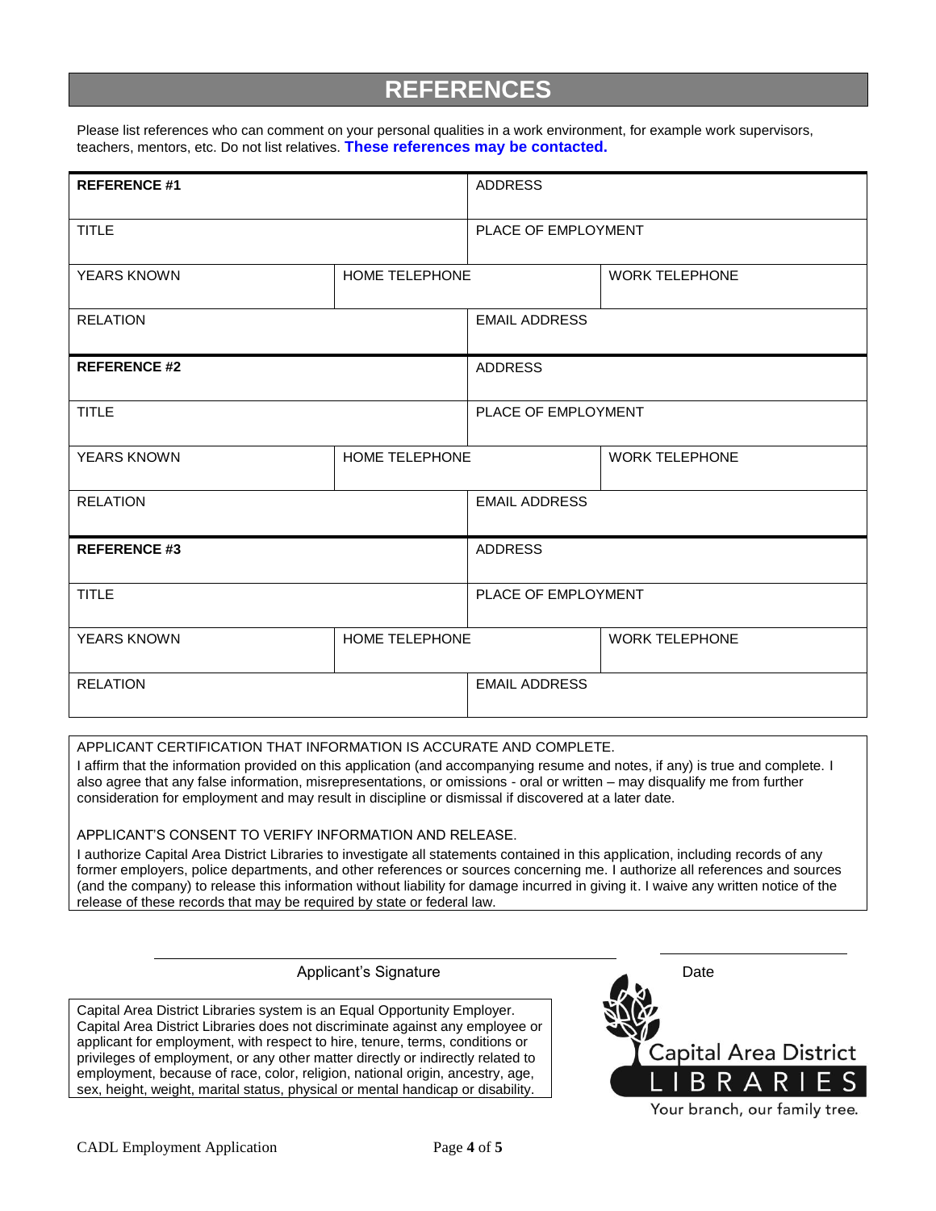# REFERENCES

Please list references who can comment on your personal qualities in a work environment, for example work supervisors, teachers, mentors, etc. Do not list relatives. **These references may be contacted.**

| | | |
|---|---|---|
| **REFERENCE #1** | ADDRESS | |
| TITLE | PLACE OF EMPLOYMENT | |
| YEARS KNOWN | HOME TELEPHONE | WORK TELEPHONE |
| RELATION | EMAIL ADDRESS | |
| **REFERENCE #2** | ADDRESS | |
| TITLE | PLACE OF EMPLOYMENT | |
| YEARS KNOWN | HOME TELEPHONE | WORK TELEPHONE |
| RELATION | EMAIL ADDRESS | |
| **REFERENCE #3** | ADDRESS | |
| TITLE | PLACE OF EMPLOYMENT | |
| YEARS KNOWN | HOME TELEPHONE | WORK TELEPHONE |
| RELATION | EMAIL ADDRESS | |

APPLICANT CERTIFICATION THAT INFORMATION IS ACCURATE AND COMPLETE.

I affirm that the information provided on this application (and accompanying resume and notes, if any) is true and complete. I also agree that any false information, misrepresentations, or omissions - oral or written – may disqualify me from further consideration for employment and may result in discipline or dismissal if discovered at a later date.

APPLICANT'S CONSENT TO VERIFY INFORMATION AND RELEASE.

I authorize Capital Area District Libraries to investigate all statements contained in this application, including records of any former employers, police departments, and other references or sources concerning me. I authorize all references and sources (and the company) to release this information without liability for damage incurred in giving it. I waive any written notice of the release of these records that may be required by state or federal law.

Applicant's Signature ____________________ Date ____________

Capital Area District Libraries system is an Equal Opportunity Employer. Capital Area District Libraries does not discriminate against any employee or applicant for employment, with respect to hire, tenure, terms, conditions or privileges of employment, or any other matter directly or indirectly related to employment, because of race, color, religion, national origin, ancestry, age, sex, height, weight, marital status, physical or mental handicap or disability.

Capital Area District LIBRARIES

Your branch, our family tree.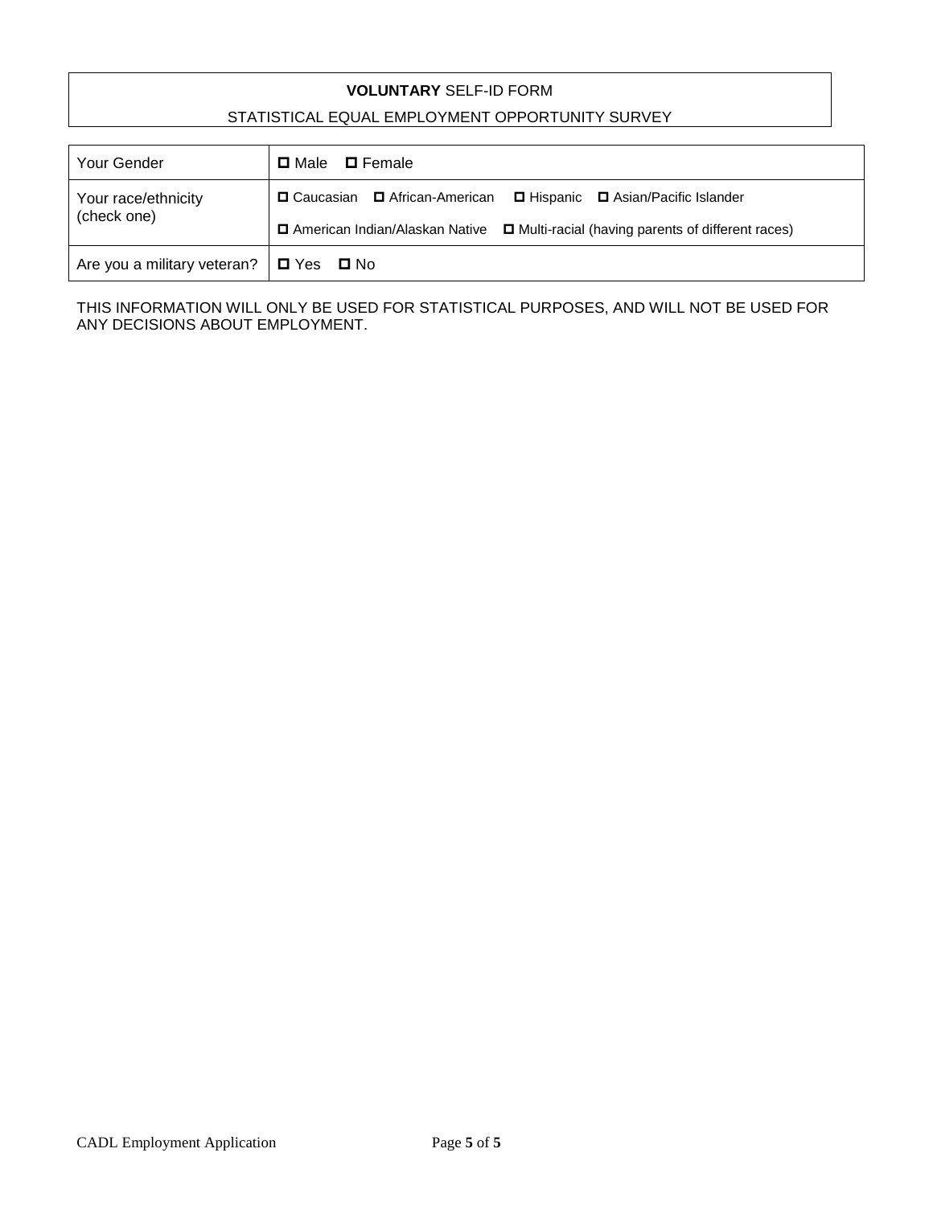**VOLUNTARY** SELF-ID FORM

STATISTICAL EQUAL EMPLOYMENT OPPORTUNITY SURVEY

| | |
|---|---|
| Your Gender | ☐ Male ☐ Female |
| Your race/ethnicity (check one) | ☐ Caucasian ☐ African-American ☐ Hispanic ☐ Asian/Pacific Islander<br>☐ American Indian/Alaskan Native ☐ Multi-racial (having parents of different races) |
| Are you a military veteran? | ☐ Yes ☐ No |

THIS INFORMATION WILL ONLY BE USED FOR STATISTICAL PURPOSES, AND WILL NOT BE USED FOR ANY DECISIONS ABOUT EMPLOYMENT.